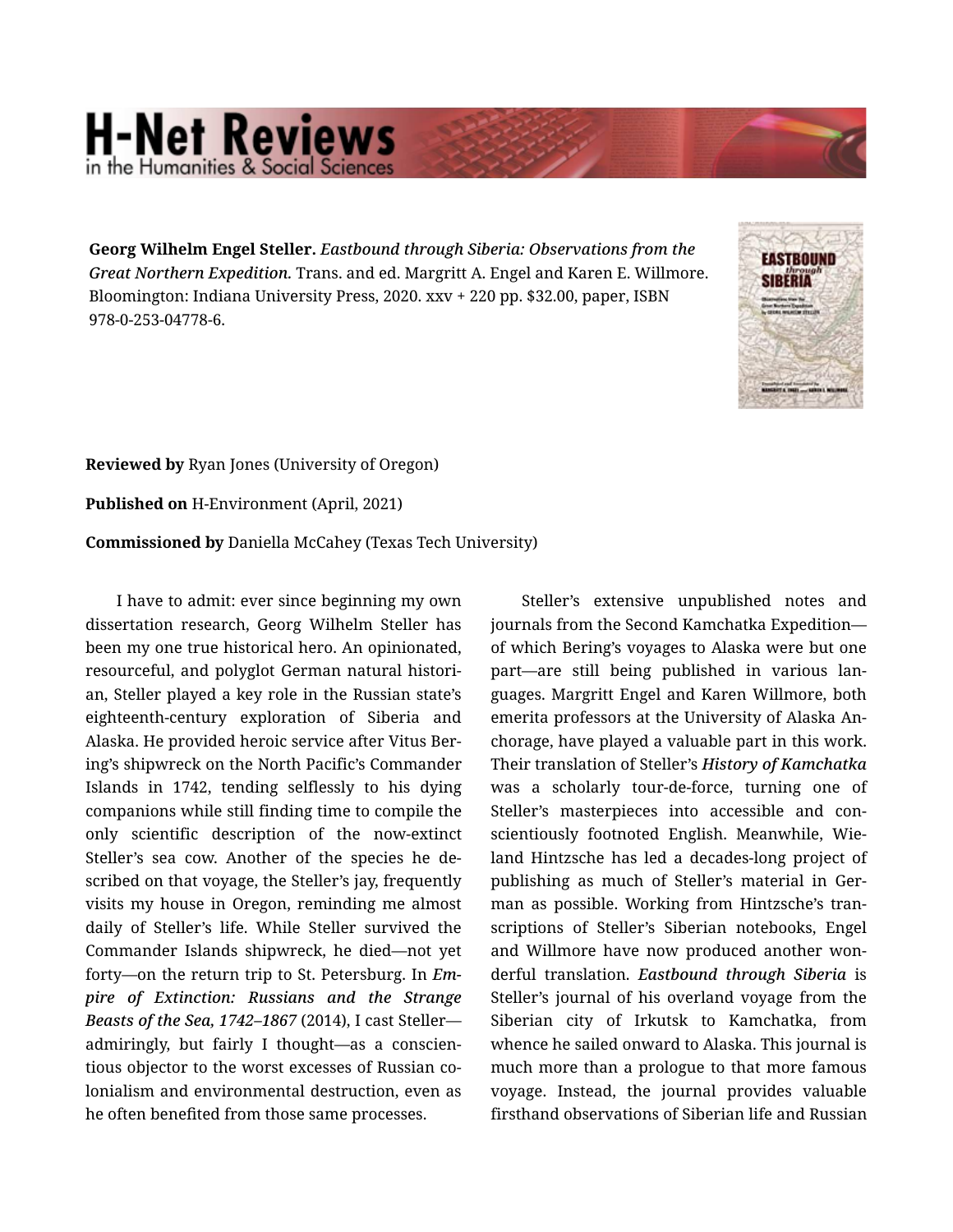# H-Net Reviews
in the Humanities & Social Sciences

**Georg Wilhelm Engel Steller.** *Eastbound through Siberia: Observations from the Great Northern Expedition.* Trans. and ed. Margritt A. Engel and Karen E. Willmore. Bloomington: Indiana University Press, 2020. xxv + 220 pp. $32.00, paper, ISBN 978-0-253-04778-6.

**Reviewed by** Ryan Jones (University of Oregon)

**Published on** H-Environment (April, 2021)

**Commissioned by** Daniella McCahey (Texas Tech University)

I have to admit: ever since beginning my own dissertation research, Georg Wilhelm Steller has been my one true historical hero. An opinionated, resourceful, and polyglot German natural historian, Steller played a key role in the Russian state's eighteenth-century exploration of Siberia and Alaska. He provided heroic service after Vitus Bering's shipwreck on the North Pacific's Commander Islands in 1742, tending selflessly to his dying companions while still finding time to compile the only scientific description of the now-extinct Steller's sea cow. Another of the species he described on that voyage, the Steller's jay, frequently visits my house in Oregon, reminding me almost daily of Steller's life. While Steller survived the Commander Islands shipwreck, he died—not yet forty—on the return trip to St. Petersburg. In *Empire of Extinction: Russians and the Strange Beasts of the Sea, 1742–1867* (2014), I cast Steller—admiringly, but fairly I thought—as a conscientious objector to the worst excesses of Russian colonialism and environmental destruction, even as he often benefited from those same processes.

Steller's extensive unpublished notes and journals from the Second Kamchatka Expedition—of which Bering's voyages to Alaska were but one part—are still being published in various languages. Margritt Engel and Karen Willmore, both emerita professors at the University of Alaska Anchorage, have played a valuable part in this work. Their translation of Steller's *History of Kamchatka* was a scholarly tour-de-force, turning one of Steller's masterpieces into accessible and conscientiously footnoted English. Meanwhile, Wieland Hintzsche has led a decades-long project of publishing as much of Steller's material in German as possible. Working from Hintzsche's transcriptions of Steller's Siberian notebooks, Engel and Willmore have now produced another wonderful translation. *Eastbound through Siberia* is Steller's journal of his overland voyage from the Siberian city of Irkutsk to Kamchatka, from whence he sailed onward to Alaska. This journal is much more than a prologue to that more famous voyage. Instead, the journal provides valuable firsthand observations of Siberian life and Russian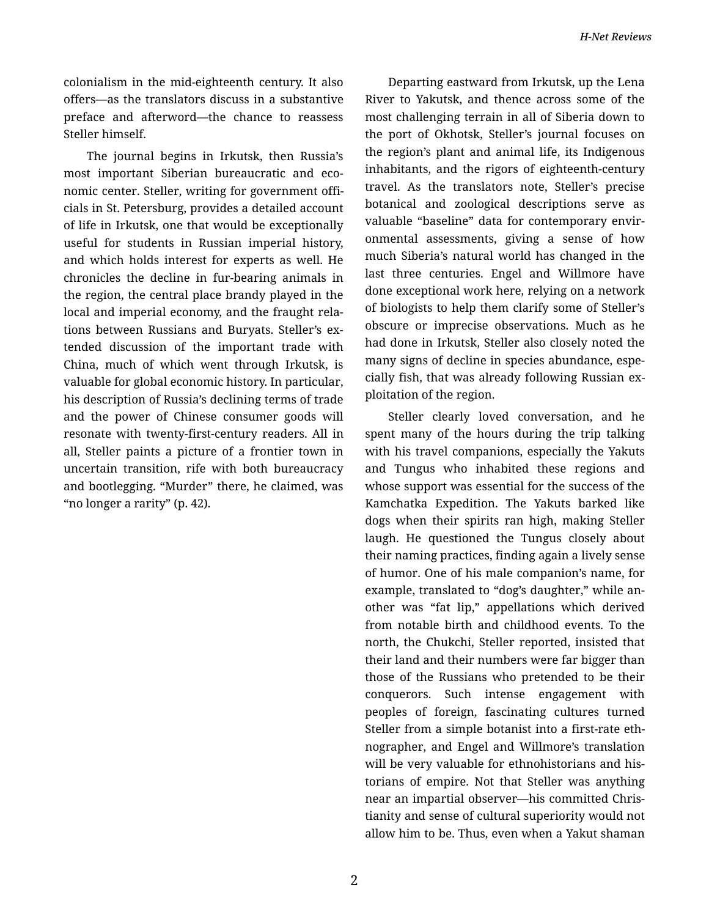colonialism in the mid-eighteenth century. It also offers—as the translators discuss in a substantive preface and afterword—the chance to reassess Steller himself.

The journal begins in Irkutsk, then Russia's most important Siberian bureaucratic and economic center. Steller, writing for government officials in St. Petersburg, provides a detailed account of life in Irkutsk, one that would be exceptionally useful for students in Russian imperial history, and which holds interest for experts as well. He chronicles the decline in fur-bearing animals in the region, the central place brandy played in the local and imperial economy, and the fraught relations between Russians and Buryats. Steller's extended discussion of the important trade with China, much of which went through Irkutsk, is valuable for global economic history. In particular, his description of Russia's declining terms of trade and the power of Chinese consumer goods will resonate with twenty-first-century readers. All in all, Steller paints a picture of a frontier town in uncertain transition, rife with both bureaucracy and bootlegging. "Murder" there, he claimed, was "no longer a rarity" (p. 42).

Departing eastward from Irkutsk, up the Lena River to Yakutsk, and thence across some of the most challenging terrain in all of Siberia down to the port of Okhotsk, Steller's journal focuses on the region's plant and animal life, its Indigenous inhabitants, and the rigors of eighteenth-century travel. As the translators note, Steller's precise botanical and zoological descriptions serve as valuable "baseline" data for contemporary environmental assessments, giving a sense of how much Siberia's natural world has changed in the last three centuries. Engel and Willmore have done exceptional work here, relying on a network of biologists to help them clarify some of Steller's obscure or imprecise observations. Much as he had done in Irkutsk, Steller also closely noted the many signs of decline in species abundance, especially fish, that was already following Russian exploitation of the region.

Steller clearly loved conversation, and he spent many of the hours during the trip talking with his travel companions, especially the Yakuts and Tungus who inhabited these regions and whose support was essential for the success of the Kamchatka Expedition. The Yakuts barked like dogs when their spirits ran high, making Steller laugh. He questioned the Tungus closely about their naming practices, finding again a lively sense of humor. One of his male companion's name, for example, translated to "dog's daughter," while another was "fat lip," appellations which derived from notable birth and childhood events. To the north, the Chukchi, Steller reported, insisted that their land and their numbers were far bigger than those of the Russians who pretended to be their conquerors. Such intense engagement with peoples of foreign, fascinating cultures turned Steller from a simple botanist into a first-rate ethnographer, and Engel and Willmore's translation will be very valuable for ethnohistorians and historians of empire. Not that Steller was anything near an impartial observer—his committed Christianity and sense of cultural superiority would not allow him to be. Thus, even when a Yakut shaman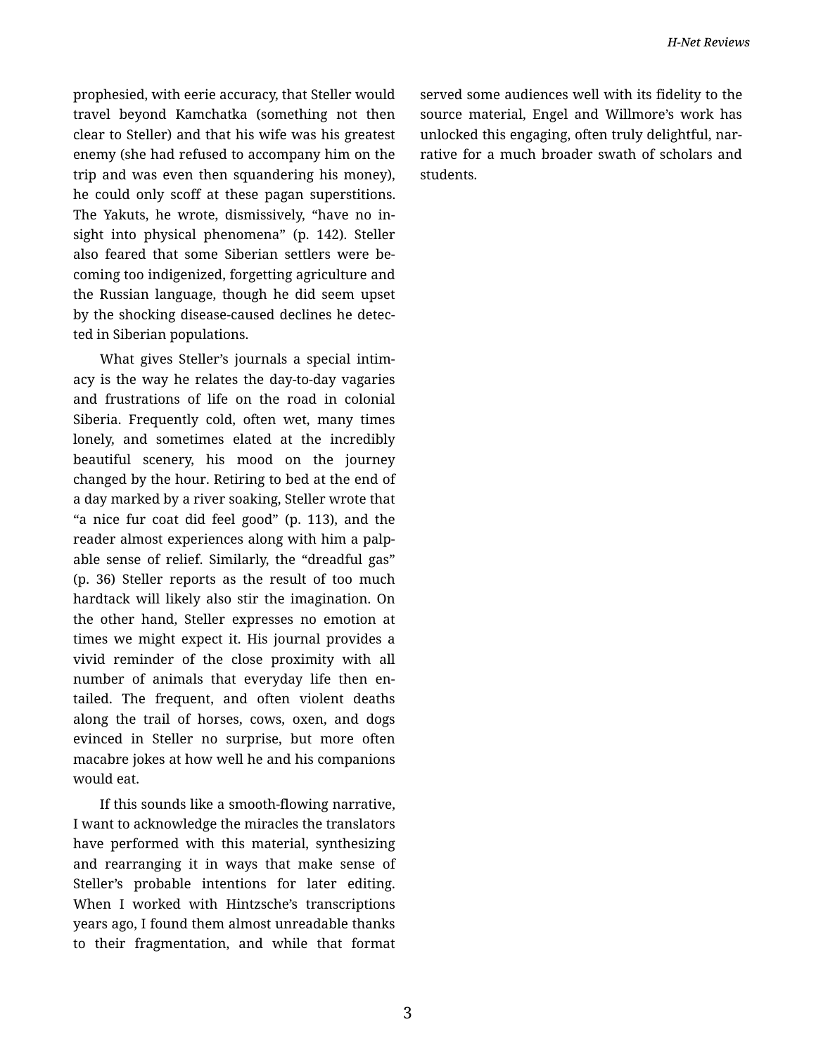prophesied, with eerie accuracy, that Steller would travel beyond Kamchatka (something not then clear to Steller) and that his wife was his greatest enemy (she had refused to accompany him on the trip and was even then squandering his money), he could only scoff at these pagan superstitions. The Yakuts, he wrote, dismissively, "have no insight into physical phenomena" (p. 142). Steller also feared that some Siberian settlers were becoming too indigenized, forgetting agriculture and the Russian language, though he did seem upset by the shocking disease-caused declines he detected in Siberian populations.

What gives Steller's journals a special intimacy is the way he relates the day-to-day vagaries and frustrations of life on the road in colonial Siberia. Frequently cold, often wet, many times lonely, and sometimes elated at the incredibly beautiful scenery, his mood on the journey changed by the hour. Retiring to bed at the end of a day marked by a river soaking, Steller wrote that "a nice fur coat did feel good" (p. 113), and the reader almost experiences along with him a palpable sense of relief. Similarly, the "dreadful gas" (p. 36) Steller reports as the result of too much hardtack will likely also stir the imagination. On the other hand, Steller expresses no emotion at times we might expect it. His journal provides a vivid reminder of the close proximity with all number of animals that everyday life then entailed. The frequent, and often violent deaths along the trail of horses, cows, oxen, and dogs evinced in Steller no surprise, but more often macabre jokes at how well he and his companions would eat.

If this sounds like a smooth-flowing narrative, I want to acknowledge the miracles the translators have performed with this material, synthesizing and rearranging it in ways that make sense of Steller's probable intentions for later editing. When I worked with Hintzsche's transcriptions years ago, I found them almost unreadable thanks to their fragmentation, and while that format served some audiences well with its fidelity to the source material, Engel and Willmore's work has unlocked this engaging, often truly delightful, narrative for a much broader swath of scholars and students.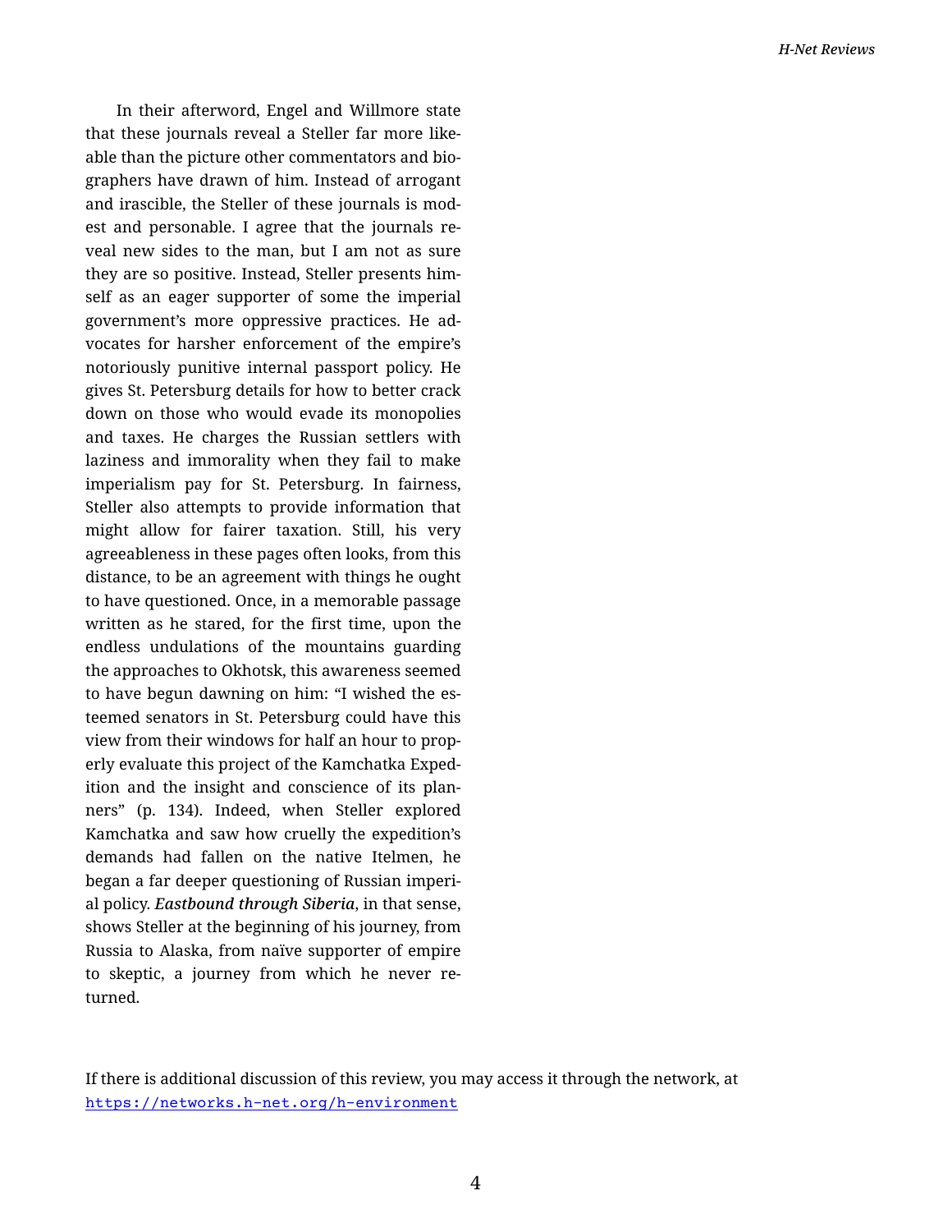In their afterword, Engel and Willmore state that these journals reveal a Steller far more likeable than the picture other commentators and biographers have drawn of him. Instead of arrogant and irascible, the Steller of these journals is modest and personable. I agree that the journals reveal new sides to the man, but I am not as sure they are so positive. Instead, Steller presents himself as an eager supporter of some the imperial government's more oppressive practices. He advocates for harsher enforcement of the empire's notoriously punitive internal passport policy. He gives St. Petersburg details for how to better crack down on those who would evade its monopolies and taxes. He charges the Russian settlers with laziness and immorality when they fail to make imperialism pay for St. Petersburg. In fairness, Steller also attempts to provide information that might allow for fairer taxation. Still, his very agreeableness in these pages often looks, from this distance, to be an agreement with things he ought to have questioned. Once, in a memorable passage written as he stared, for the first time, upon the endless undulations of the mountains guarding the approaches to Okhotsk, this awareness seemed to have begun dawning on him: "I wished the esteemed senators in St. Petersburg could have this view from their windows for half an hour to properly evaluate this project of the Kamchatka Expedition and the insight and conscience of its planners" (p. 134). Indeed, when Steller explored Kamchatka and saw how cruelly the expedition's demands had fallen on the native Itelmen, he began a far deeper questioning of Russian imperial policy. ***Eastbound through Siberia***, in that sense, shows Steller at the beginning of his journey, from Russia to Alaska, from naïve supporter of empire to skeptic, a journey from which he never returned.

If there is additional discussion of this review, you may access it through the network, at https://networks.h-net.org/h-environment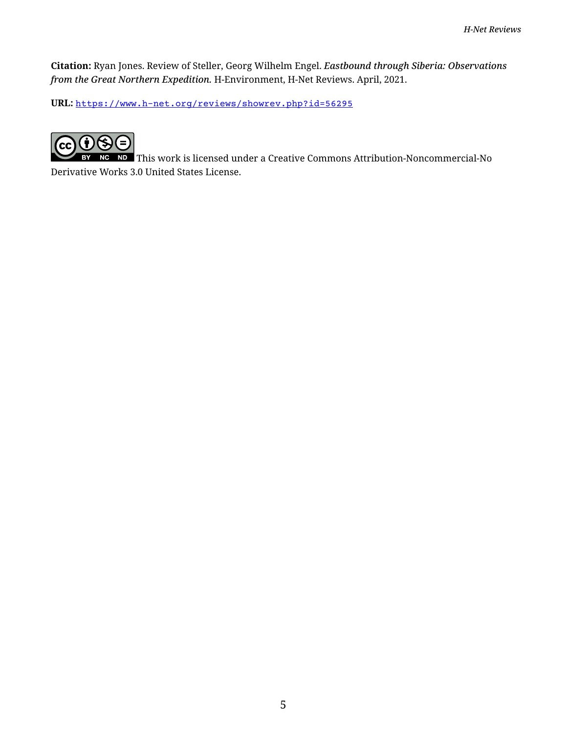**Citation:** Ryan Jones. Review of Steller, Georg Wilhelm Engel. *Eastbound through Siberia: Observations from the Great Northern Expedition.* H-Environment, H-Net Reviews. April, 2021.

**URL:** https://www.h-net.org/reviews/showrev.php?id=56295

This work is licensed under a Creative Commons Attribution-Noncommercial-No Derivative Works 3.0 United States License.